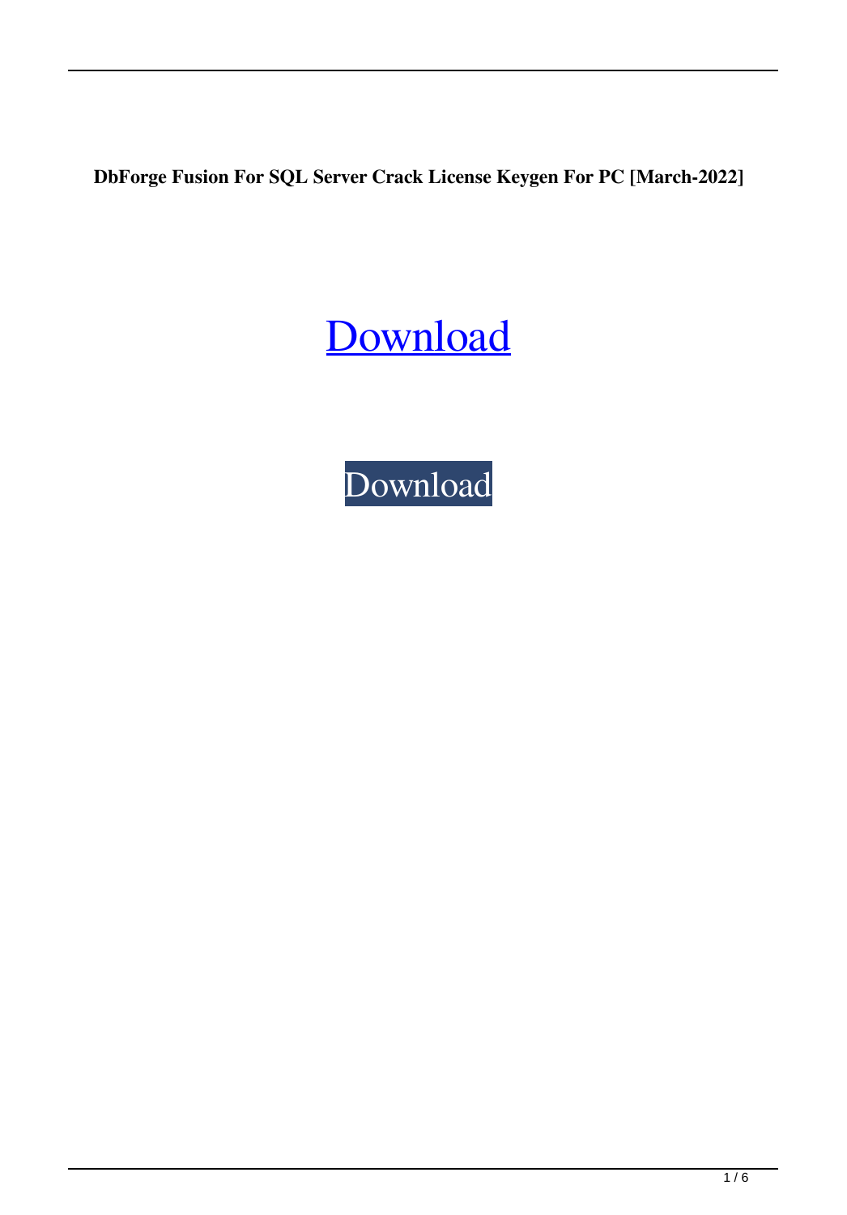**DbForge Fusion For SQL Server Crack License Keygen For PC [March-2022]**

Download

Download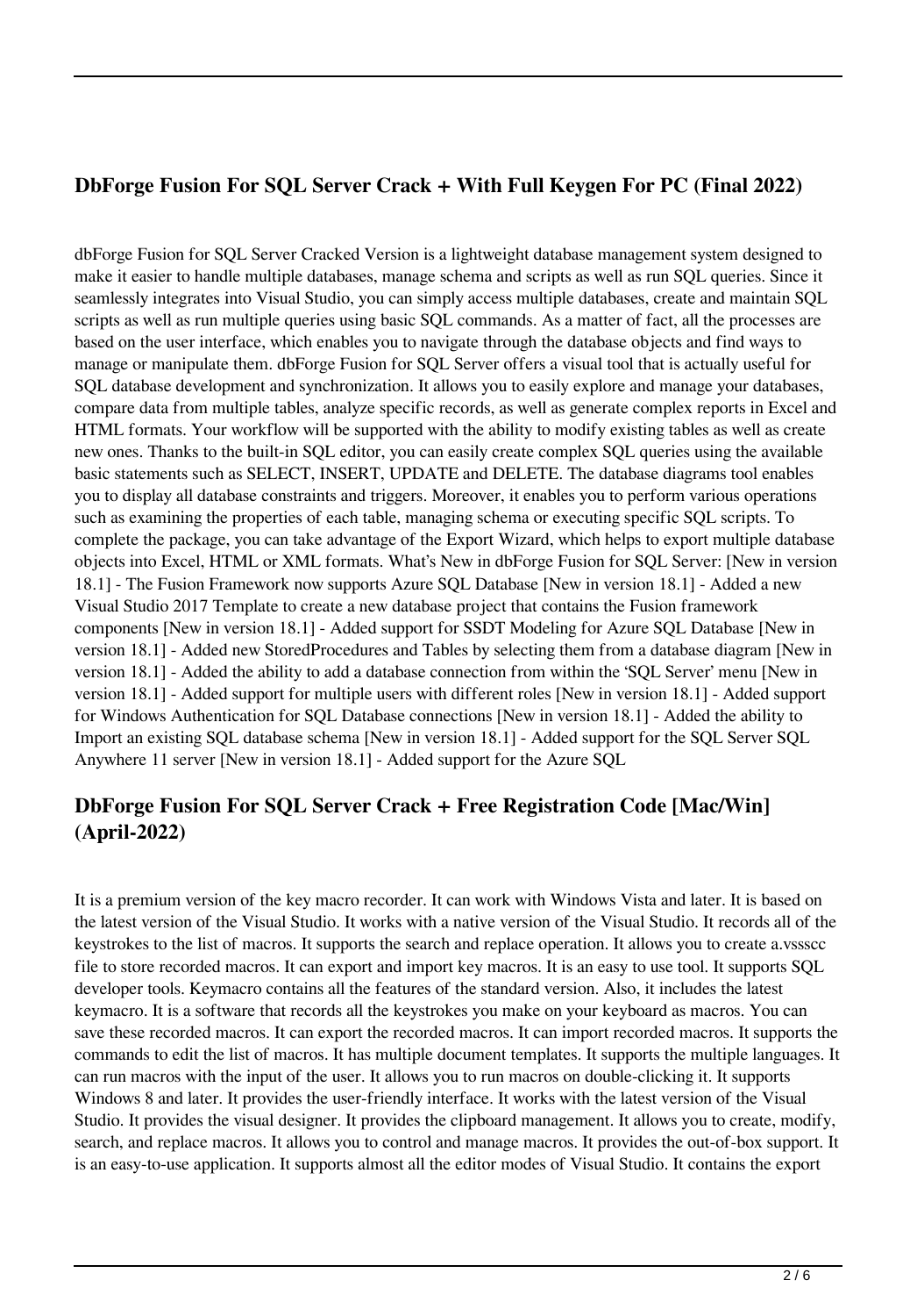## DbForge Fusion For SQL Server Crack + With Full Keygen For PC (Final 2022)

dbForge Fusion for SQL Server Cracked Version is a lightweight database management system designed to make it easier to handle multiple databases, manage schema and scripts as well as run SQL queries. Since it seamlessly integrates into Visual Studio, you can simply access multiple databases, create and maintain SQL scripts as well as run multiple queries using basic SQL commands. As a matter of fact, all the processes are based on the user interface, which enables you to navigate through the database objects and find ways to manage or manipulate them. dbForge Fusion for SQL Server offers a visual tool that is actually useful for SQL database development and synchronization. It allows you to easily explore and manage your databases, compare data from multiple tables, analyze specific records, as well as generate complex reports in Excel and HTML formats. Your workflow will be supported with the ability to modify existing tables as well as create new ones. Thanks to the built-in SQL editor, you can easily create complex SQL queries using the available basic statements such as SELECT, INSERT, UPDATE and DELETE. The database diagrams tool enables you to display all database constraints and triggers. Moreover, it enables you to perform various operations such as examining the properties of each table, managing schema or executing specific SQL scripts. To complete the package, you can take advantage of the Export Wizard, which helps to export multiple database objects into Excel, HTML or XML formats. What's New in dbForge Fusion for SQL Server: [New in version 18.1] - The Fusion Framework now supports Azure SQL Database [New in version 18.1] - Added a new Visual Studio 2017 Template to create a new database project that contains the Fusion framework components [New in version 18.1] - Added support for SSDT Modeling for Azure SQL Database [New in version 18.1] - Added new StoredProcedures and Tables by selecting them from a database diagram [New in version 18.1] - Added the ability to add a database connection from within the 'SQL Server' menu [New in version 18.1] - Added support for multiple users with different roles [New in version 18.1] - Added support for Windows Authentication for SQL Database connections [New in version 18.1] - Added the ability to Import an existing SQL database schema [New in version 18.1] - Added support for the SQL Server SQL Anywhere 11 server [New in version 18.1] - Added support for the Azure SQL

## DbForge Fusion For SQL Server Crack + Free Registration Code [Mac/Win] (April-2022)

It is a premium version of the key macro recorder. It can work with Windows Vista and later. It is based on the latest version of the Visual Studio. It works with a native version of the Visual Studio. It records all of the keystrokes to the list of macros. It supports the search and replace operation. It allows you to create a.vssscc file to store recorded macros. It can export and import key macros. It is an easy to use tool. It supports SQL developer tools. Keymacro contains all the features of the standard version. Also, it includes the latest keymacro. It is a software that records all the keystrokes you make on your keyboard as macros. You can save these recorded macros. It can export the recorded macros. It can import recorded macros. It supports the commands to edit the list of macros. It has multiple document templates. It supports the multiple languages. It can run macros with the input of the user. It allows you to run macros on double-clicking it. It supports Windows 8 and later. It provides the user-friendly interface. It works with the latest version of the Visual Studio. It provides the visual designer. It provides the clipboard management. It allows you to create, modify, search, and replace macros. It allows you to control and manage macros. It provides the out-of-box support. It is an easy-to-use application. It supports almost all the editor modes of Visual Studio. It contains the export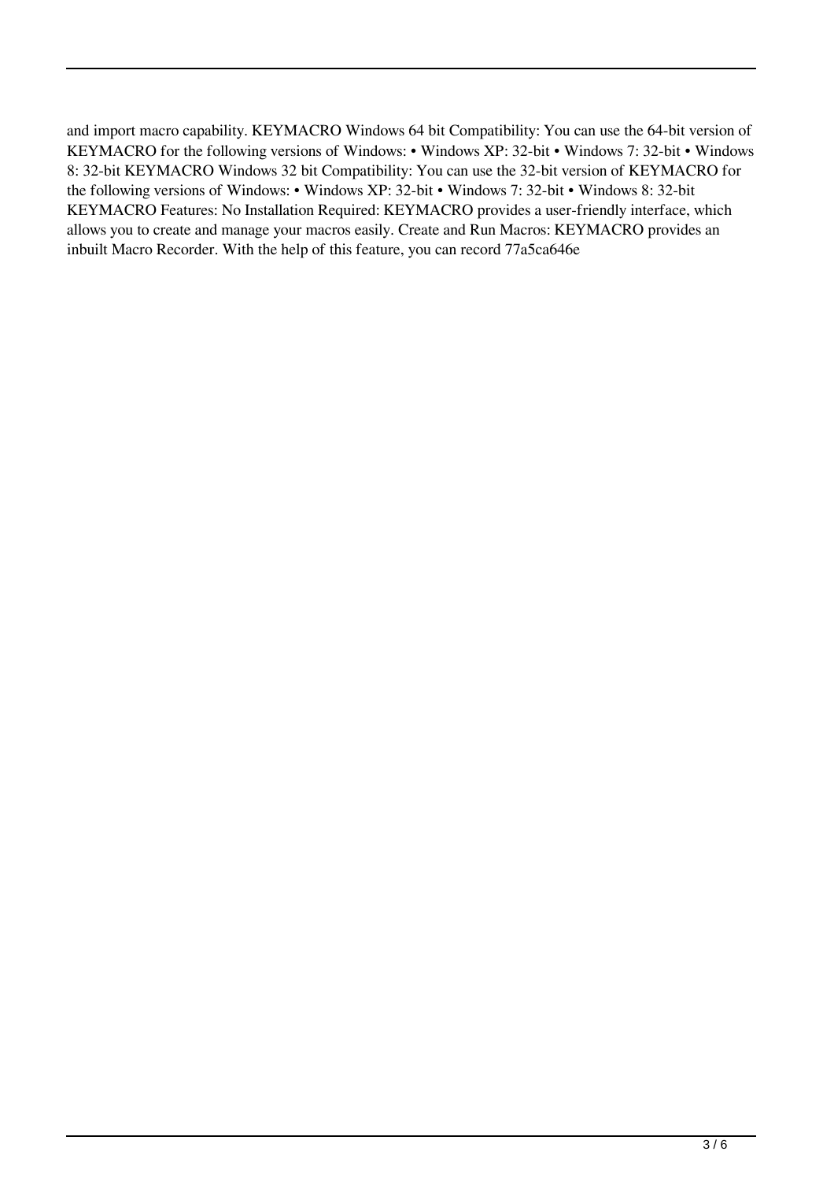and import macro capability. KEYMACRO Windows 64 bit Compatibility: You can use the 64-bit version of KEYMACRO for the following versions of Windows: • Windows XP: 32-bit • Windows 7: 32-bit • Windows 8: 32-bit KEYMACRO Windows 32 bit Compatibility: You can use the 32-bit version of KEYMACRO for the following versions of Windows: • Windows XP: 32-bit • Windows 7: 32-bit • Windows 8: 32-bit KEYMACRO Features: No Installation Required: KEYMACRO provides a user-friendly interface, which allows you to create and manage your macros easily. Create and Run Macros: KEYMACRO provides an inbuilt Macro Recorder. With the help of this feature, you can record 77a5ca646e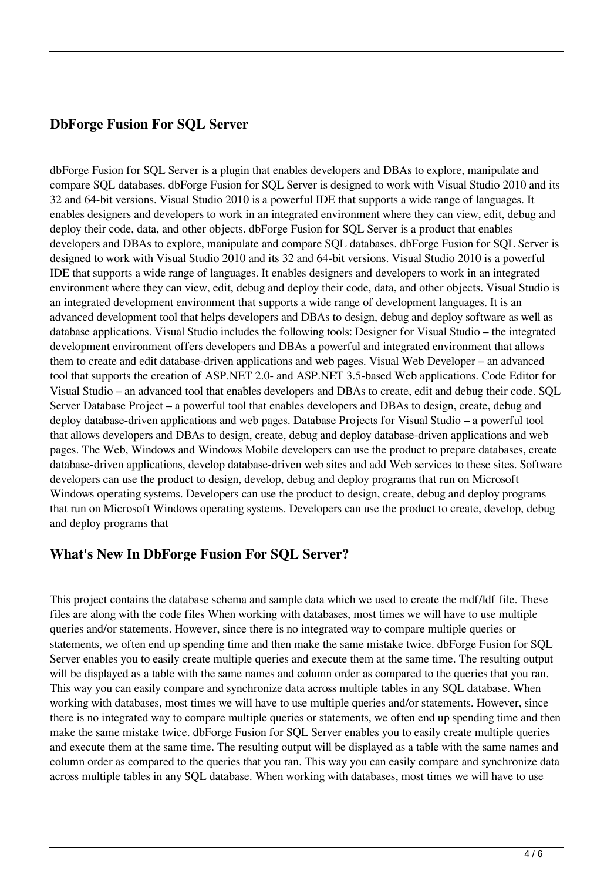## DbForge Fusion For SQL Server

dbForge Fusion for SQL Server is a plugin that enables developers and DBAs to explore, manipulate and compare SQL databases. dbForge Fusion for SQL Server is designed to work with Visual Studio 2010 and its 32 and 64-bit versions. Visual Studio 2010 is a powerful IDE that supports a wide range of languages. It enables designers and developers to work in an integrated environment where they can view, edit, debug and deploy their code, data, and other objects. dbForge Fusion for SQL Server is a product that enables developers and DBAs to explore, manipulate and compare SQL databases. dbForge Fusion for SQL Server is designed to work with Visual Studio 2010 and its 32 and 64-bit versions. Visual Studio 2010 is a powerful IDE that supports a wide range of languages. It enables designers and developers to work in an integrated environment where they can view, edit, debug and deploy their code, data, and other objects. Visual Studio is an integrated development environment that supports a wide range of development languages. It is an advanced development tool that helps developers and DBAs to design, debug and deploy software as well as database applications. Visual Studio includes the following tools: Designer for Visual Studio – the integrated development environment offers developers and DBAs a powerful and integrated environment that allows them to create and edit database-driven applications and web pages. Visual Web Developer – an advanced tool that supports the creation of ASP.NET 2.0- and ASP.NET 3.5-based Web applications. Code Editor for Visual Studio – an advanced tool that enables developers and DBAs to create, edit and debug their code. SQL Server Database Project – a powerful tool that enables developers and DBAs to design, create, debug and deploy database-driven applications and web pages. Database Projects for Visual Studio – a powerful tool that allows developers and DBAs to design, create, debug and deploy database-driven applications and web pages. The Web, Windows and Windows Mobile developers can use the product to prepare databases, create database-driven applications, develop database-driven web sites and add Web services to these sites. Software developers can use the product to design, develop, debug and deploy programs that run on Microsoft Windows operating systems. Developers can use the product to design, create, debug and deploy programs that run on Microsoft Windows operating systems. Developers can use the product to create, develop, debug and deploy programs that

## What's New In DbForge Fusion For SQL Server?

This project contains the database schema and sample data which we used to create the mdf/ldf file. These files are along with the code files When working with databases, most times we will have to use multiple queries and/or statements. However, since there is no integrated way to compare multiple queries or statements, we often end up spending time and then make the same mistake twice. dbForge Fusion for SQL Server enables you to easily create multiple queries and execute them at the same time. The resulting output will be displayed as a table with the same names and column order as compared to the queries that you ran. This way you can easily compare and synchronize data across multiple tables in any SQL database. When working with databases, most times we will have to use multiple queries and/or statements. However, since there is no integrated way to compare multiple queries or statements, we often end up spending time and then make the same mistake twice. dbForge Fusion for SQL Server enables you to easily create multiple queries and execute them at the same time. The resulting output will be displayed as a table with the same names and column order as compared to the queries that you ran. This way you can easily compare and synchronize data across multiple tables in any SQL database. When working with databases, most times we will have to use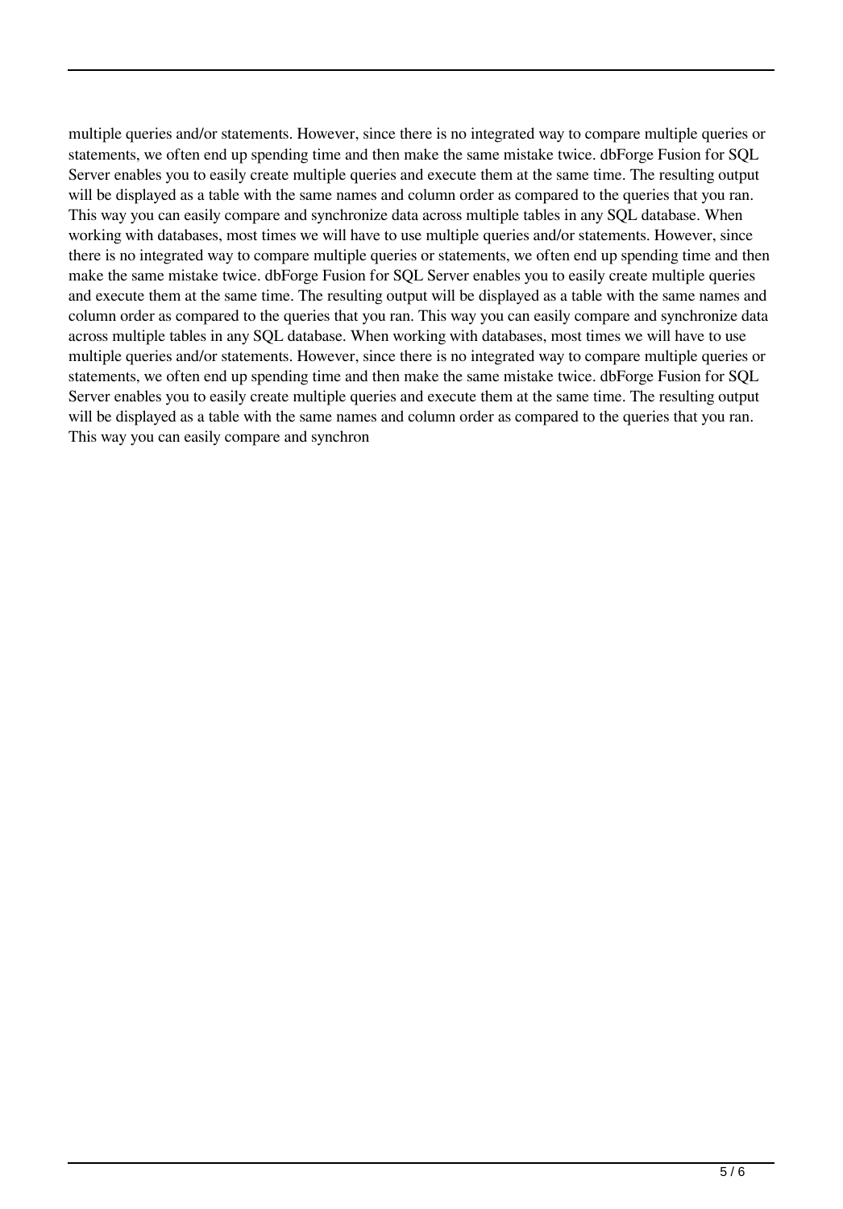multiple queries and/or statements. However, since there is no integrated way to compare multiple queries or statements, we often end up spending time and then make the same mistake twice. dbForge Fusion for SQL Server enables you to easily create multiple queries and execute them at the same time. The resulting output will be displayed as a table with the same names and column order as compared to the queries that you ran. This way you can easily compare and synchronize data across multiple tables in any SQL database. When working with databases, most times we will have to use multiple queries and/or statements. However, since there is no integrated way to compare multiple queries or statements, we often end up spending time and then make the same mistake twice. dbForge Fusion for SQL Server enables you to easily create multiple queries and execute them at the same time. The resulting output will be displayed as a table with the same names and column order as compared to the queries that you ran. This way you can easily compare and synchronize data across multiple tables in any SQL database. When working with databases, most times we will have to use multiple queries and/or statements. However, since there is no integrated way to compare multiple queries or statements, we often end up spending time and then make the same mistake twice. dbForge Fusion for SQL Server enables you to easily create multiple queries and execute them at the same time. The resulting output will be displayed as a table with the same names and column order as compared to the queries that you ran. This way you can easily compare and synchron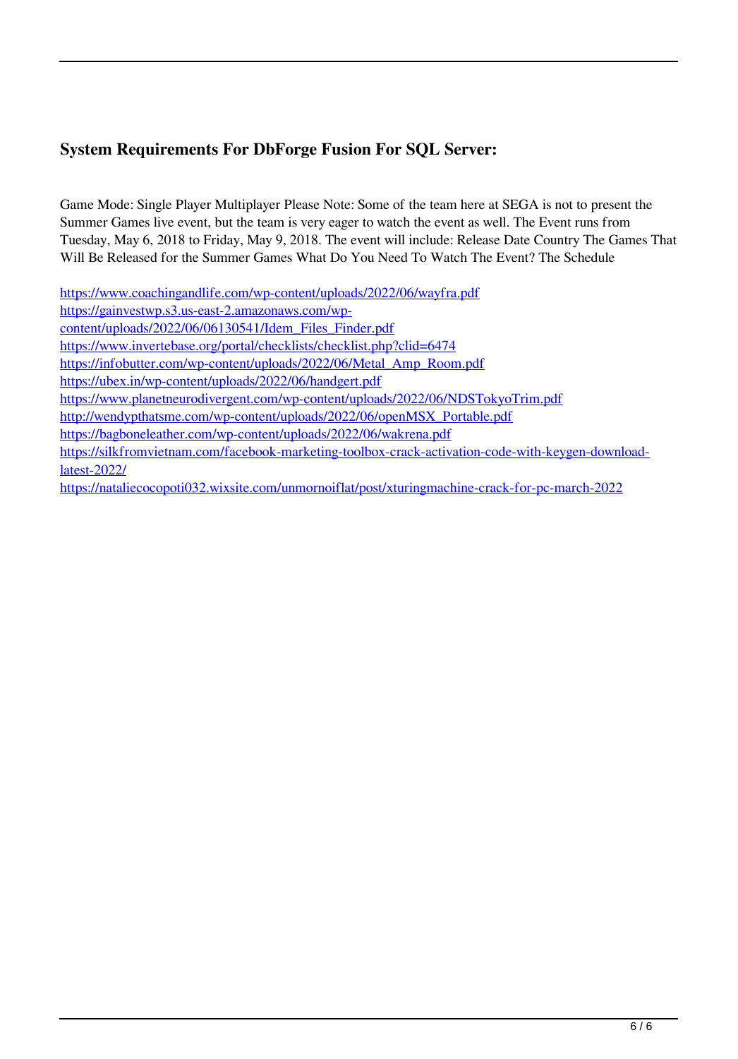## System Requirements For DbForge Fusion For SQL Server:

Game Mode: Single Player Multiplayer Please Note: Some of the team here at SEGA is not to present the Summer Games live event, but the team is very eager to watch the event as well. The Event runs from Tuesday, May 6, 2018 to Friday, May 9, 2018. The event will include: Release Date Country The Games That Will Be Released for the Summer Games What Do You Need To Watch The Event? The Schedule

https://www.coachingandlife.com/wp-content/uploads/2022/06/wayfra.pdf
https://gainvestwp.s3.us-east-2.amazonaws.com/wp-content/uploads/2022/06/06130541/Idem_Files_Finder.pdf
https://www.invertebase.org/portal/checklists/checklist.php?clid=6474
https://infobutter.com/wp-content/uploads/2022/06/Metal_Amp_Room.pdf
https://ubex.in/wp-content/uploads/2022/06/handgert.pdf
https://www.planetneurodivergent.com/wp-content/uploads/2022/06/NDSTokyoTrim.pdf
http://wendypthatsme.com/wp-content/uploads/2022/06/openMSX_Portable.pdf
https://bagboneleather.com/wp-content/uploads/2022/06/wakrena.pdf
https://silkfromvietnam.com/facebook-marketing-toolbox-crack-activation-code-with-keygen-download-latest-2022/
https://nataliecocopoti032.wixsite.com/unmornoiflat/post/xturingmachine-crack-for-pc-march-2022